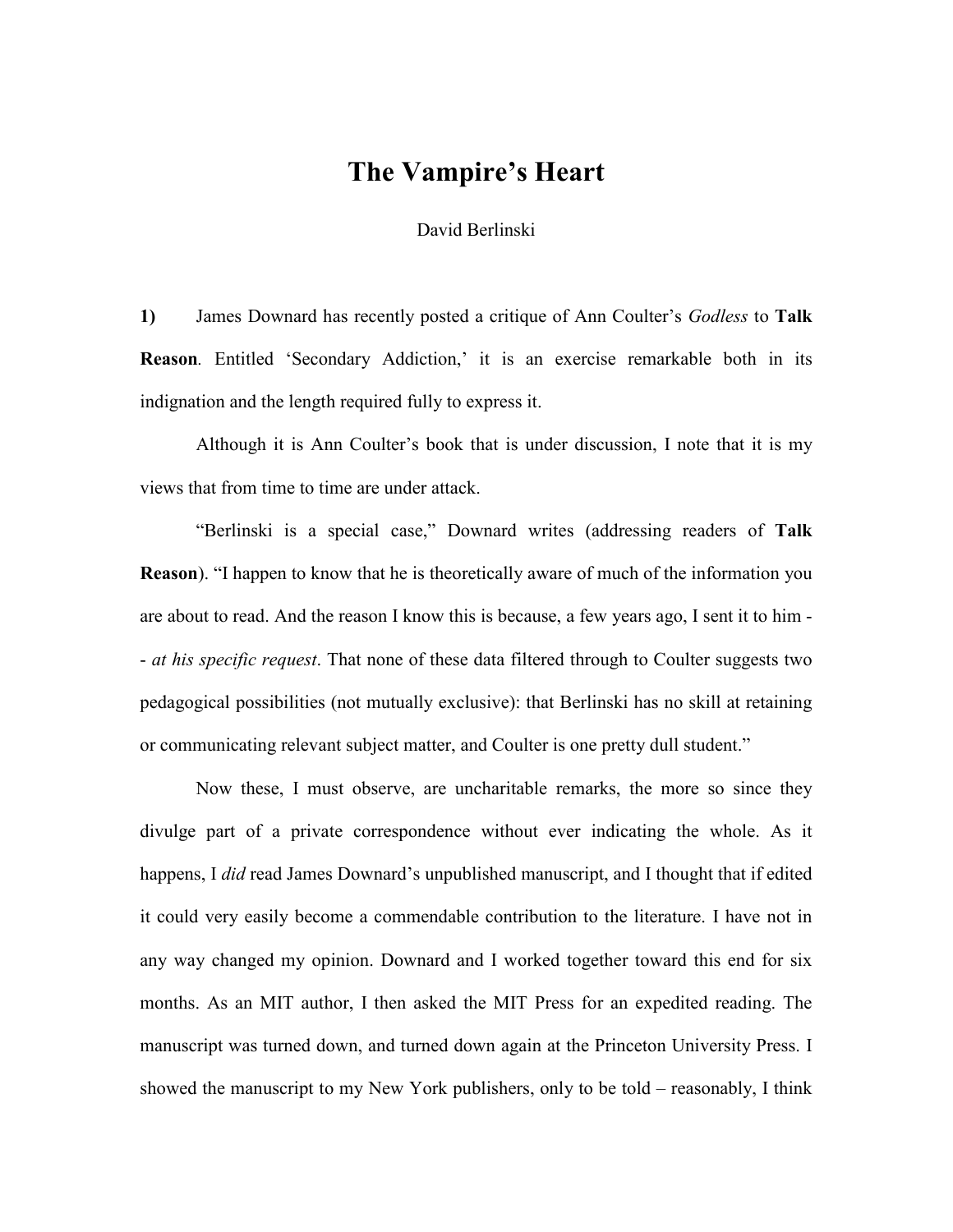# The Vampire's Heart

David Berlinski

**1)** James Downard has recently posted a critique of Ann Coulter's *Godless* to **Talk Reason**. Entitled 'Secondary Addiction,' it is an exercise remarkable both in its indignation and the length required fully to express it.

Although it is Ann Coulter's book that is under discussion, I note that it is my views that from time to time are under attack.

"Berlinski is a special case," Downard writes (addressing readers of **Talk Reason**). "I happen to know that he is theoretically aware of much of the information you are about to read. And the reason I know this is because, a few years ago, I sent it to him -- *at his specific request*. That none of these data filtered through to Coulter suggests two pedagogical possibilities (not mutually exclusive): that Berlinski has no skill at retaining or communicating relevant subject matter, and Coulter is one pretty dull student."

Now these, I must observe, are uncharitable remarks, the more so since they divulge part of a private correspondence without ever indicating the whole. As it happens, I *did* read James Downard's unpublished manuscript, and I thought that if edited it could very easily become a commendable contribution to the literature. I have not in any way changed my opinion. Downard and I worked together toward this end for six months. As an MIT author, I then asked the MIT Press for an expedited reading. The manuscript was turned down, and turned down again at the Princeton University Press. I showed the manuscript to my New York publishers, only to be told – reasonably, I think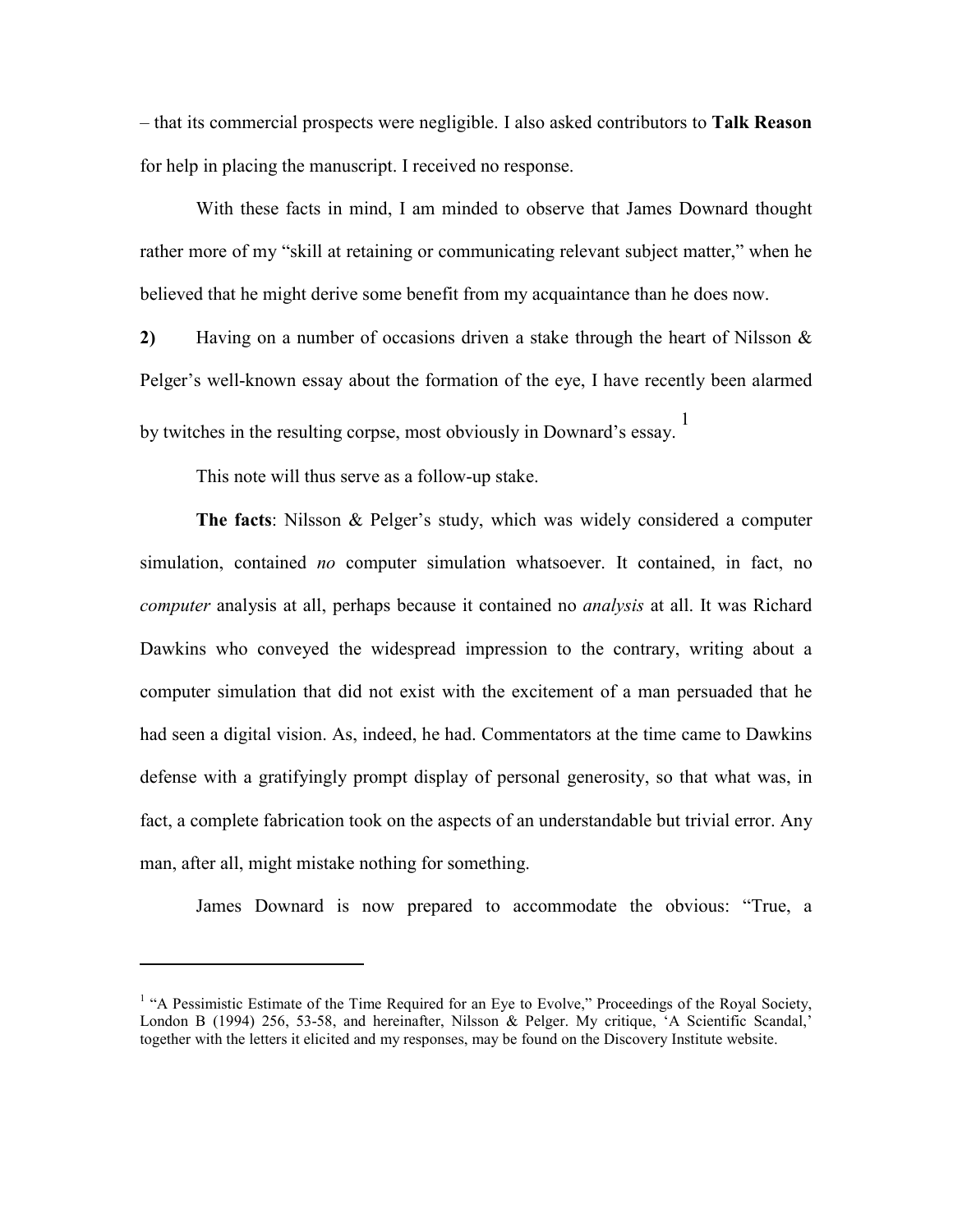– that its commercial prospects were negligible. I also asked contributors to **Talk Reason** for help in placing the manuscript. I received no response.

With these facts in mind, I am minded to observe that James Downard thought rather more of my "skill at retaining or communicating relevant subject matter," when he believed that he might derive some benefit from my acquaintance than he does now.

**2)** Having on a number of occasions driven a stake through the heart of Nilsson & Pelger's well-known essay about the formation of the eye, I have recently been alarmed by twitches in the resulting corpse, most obviously in Downard's essay.[1]

This note will thus serve as a follow-up stake.

**The facts**: Nilsson & Pelger's study, which was widely considered a computer simulation, contained *no* computer simulation whatsoever. It contained, in fact, no *computer* analysis at all, perhaps because it contained no *analysis* at all. It was Richard Dawkins who conveyed the widespread impression to the contrary, writing about a computer simulation that did not exist with the excitement of a man persuaded that he had seen a digital vision. As, indeed, he had. Commentators at the time came to Dawkins defense with a gratifyingly prompt display of personal generosity, so that what was, in fact, a complete fabrication took on the aspects of an understandable but trivial error. Any man, after all, might mistake nothing for something.

James Downard is now prepared to accommodate the obvious: "True, a

---

[1] "A Pessimistic Estimate of the Time Required for an Eye to Evolve," Proceedings of the Royal Society, London B (1994) 256, 53-58, and hereinafter, Nilsson & Pelger. My critique, 'A Scientific Scandal,' together with the letters it elicited and my responses, may be found on the Discovery Institute website.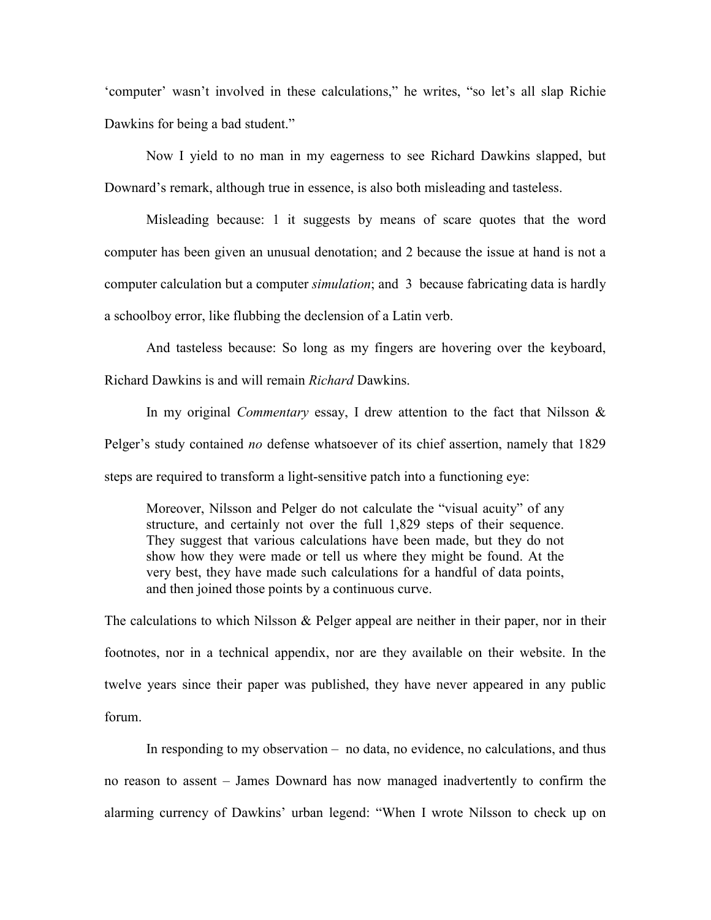‘computer’ wasn’t involved in these calculations,” he writes, “so let’s all slap Richie Dawkins for being a bad student.”

Now I yield to no man in my eagerness to see Richard Dawkins slapped, but Downard’s remark, although true in essence, is also both misleading and tasteless.

Misleading because: 1 it suggests by means of scare quotes that the word computer has been given an unusual denotation; and 2 because the issue at hand is not a computer calculation but a computer *simulation*; and 3 because fabricating data is hardly a schoolboy error, like flubbing the declension of a Latin verb.

And tasteless because: So long as my fingers are hovering over the keyboard, Richard Dawkins is and will remain *Richard* Dawkins.

In my original *Commentary* essay, I drew attention to the fact that Nilsson & Pelger’s study contained *no* defense whatsoever of its chief assertion, namely that 1829 steps are required to transform a light-sensitive patch into a functioning eye:

> Moreover, Nilsson and Pelger do not calculate the “visual acuity” of any structure, and certainly not over the full 1,829 steps of their sequence. They suggest that various calculations have been made, but they do not show how they were made or tell us where they might be found. At the very best, they have made such calculations for a handful of data points, and then joined those points by a continuous curve.

The calculations to which Nilsson & Pelger appeal are neither in their paper, nor in their footnotes, nor in a technical appendix, nor are they available on their website. In the twelve years since their paper was published, they have never appeared in any public forum.

In responding to my observation – no data, no evidence, no calculations, and thus no reason to assent – James Downard has now managed inadvertently to confirm the alarming currency of Dawkins’ urban legend: “When I wrote Nilsson to check up on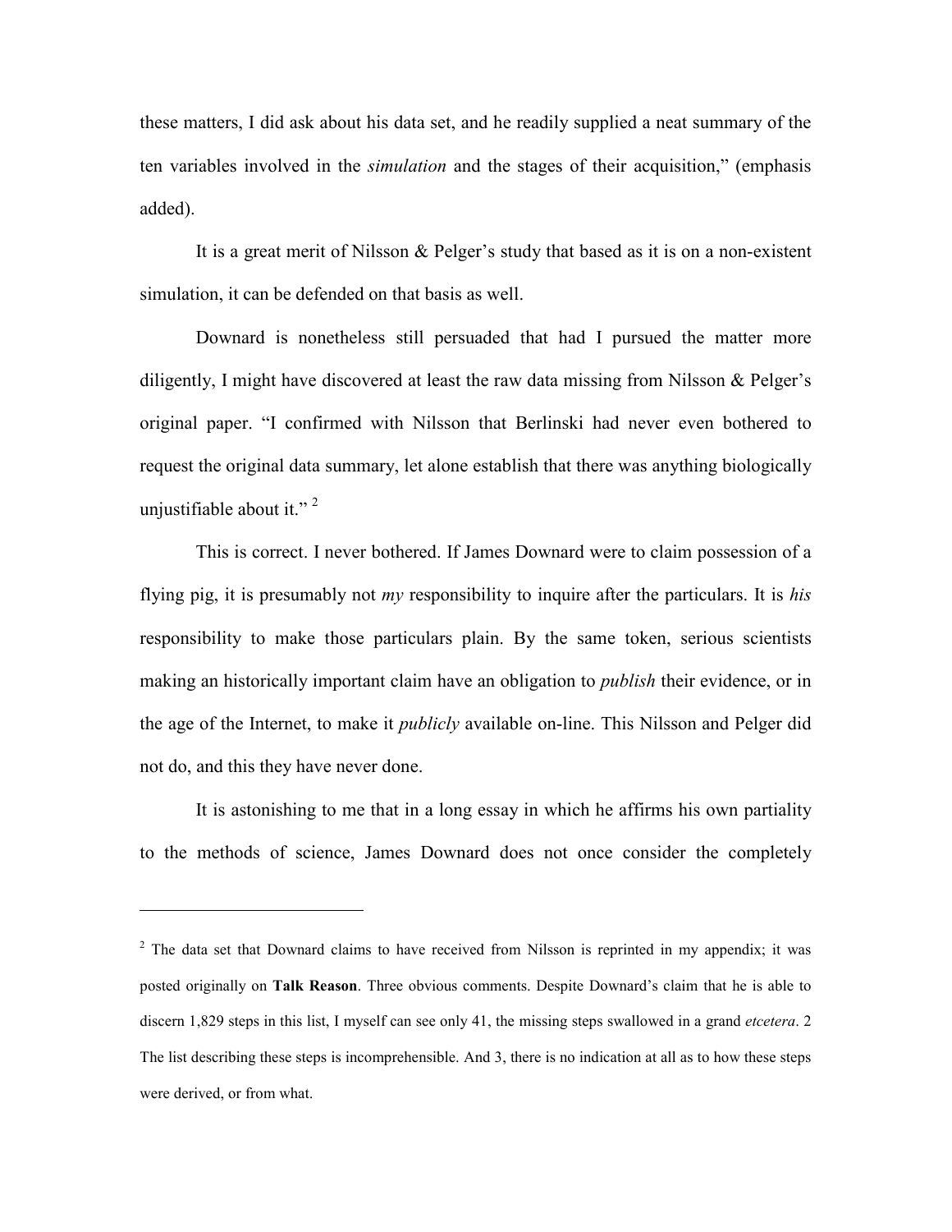these matters, I did ask about his data set, and he readily supplied a neat summary of the ten variables involved in the *simulation* and the stages of their acquisition," (emphasis added).

It is a great merit of Nilsson & Pelger's study that based as it is on a non-existent simulation, it can be defended on that basis as well.

Downard is nonetheless still persuaded that had I pursued the matter more diligently, I might have discovered at least the raw data missing from Nilsson & Pelger's original paper. "I confirmed with Nilsson that Berlinski had never even bothered to request the original data summary, let alone establish that there was anything biologically unjustifiable about it." [2]

This is correct. I never bothered. If James Downard were to claim possession of a flying pig, it is presumably not *my* responsibility to inquire after the particulars. It is *his* responsibility to make those particulars plain. By the same token, serious scientists making an historically important claim have an obligation to *publish* their evidence, or in the age of the Internet, to make it *publicly* available on-line. This Nilsson and Pelger did not do, and this they have never done.

It is astonishing to me that in a long essay in which he affirms his own partiality to the methods of science, James Downard does not once consider the completely

---

[2] The data set that Downard claims to have received from Nilsson is reprinted in my appendix; it was posted originally on **Talk Reason**. Three obvious comments. Despite Downard's claim that he is able to discern 1,829 steps in this list, I myself can see only 41, the missing steps swallowed in a grand *etcetera*. 2 The list describing these steps is incomprehensible. And 3, there is no indication at all as to how these steps were derived, or from what.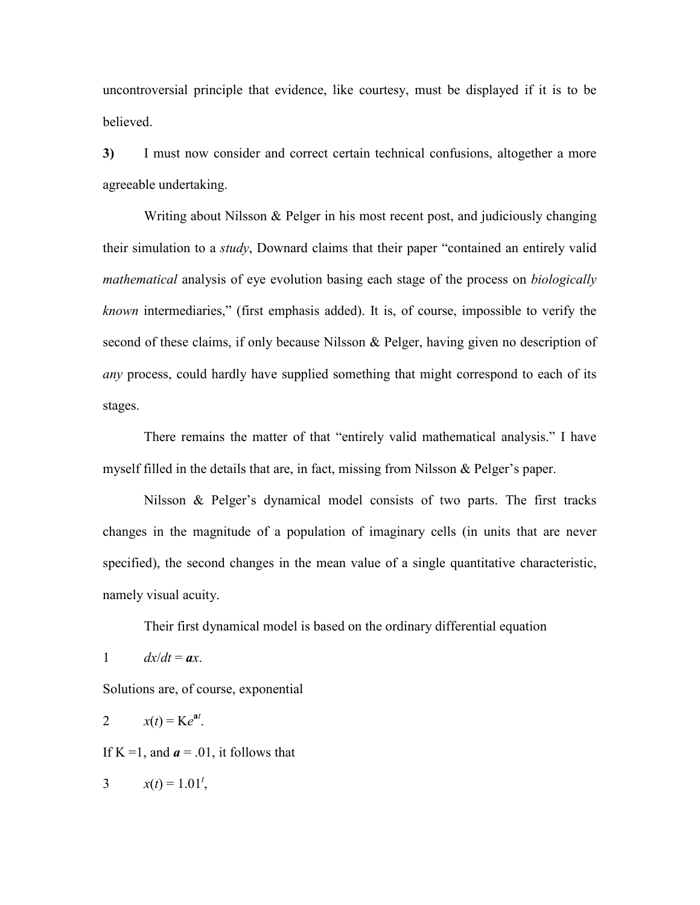uncontroversial principle that evidence, like courtesy, must be displayed if it is to be believed.

**3)** I must now consider and correct certain technical confusions, altogether a more agreeable undertaking.

Writing about Nilsson & Pelger in his most recent post, and judiciously changing their simulation to a *study*, Downard claims that their paper "contained an entirely valid *mathematical* analysis of eye evolution basing each stage of the process on *biologically known* intermediaries," (first emphasis added). It is, of course, impossible to verify the second of these claims, if only because Nilsson & Pelger, having given no description of *any* process, could hardly have supplied something that might correspond to each of its stages.

There remains the matter of that "entirely valid mathematical analysis." I have myself filled in the details that are, in fact, missing from Nilsson & Pelger's paper.

Nilsson & Pelger's dynamical model consists of two parts. The first tracks changes in the magnitude of a population of imaginary cells (in units that are never specified), the second changes in the mean value of a single quantitative characteristic, namely visual acuity.

Their first dynamical model is based on the ordinary differential equation

1 $dx/dt = \boldsymbol{a}x$.

Solutions are, of course, exponential

2 $x(t) = \mathrm{K}e^{\mathbf{a}t}$.

If K =1, and $\boldsymbol{a} = .01$, it follows that

3 $x(t) = 1.01^{t}$,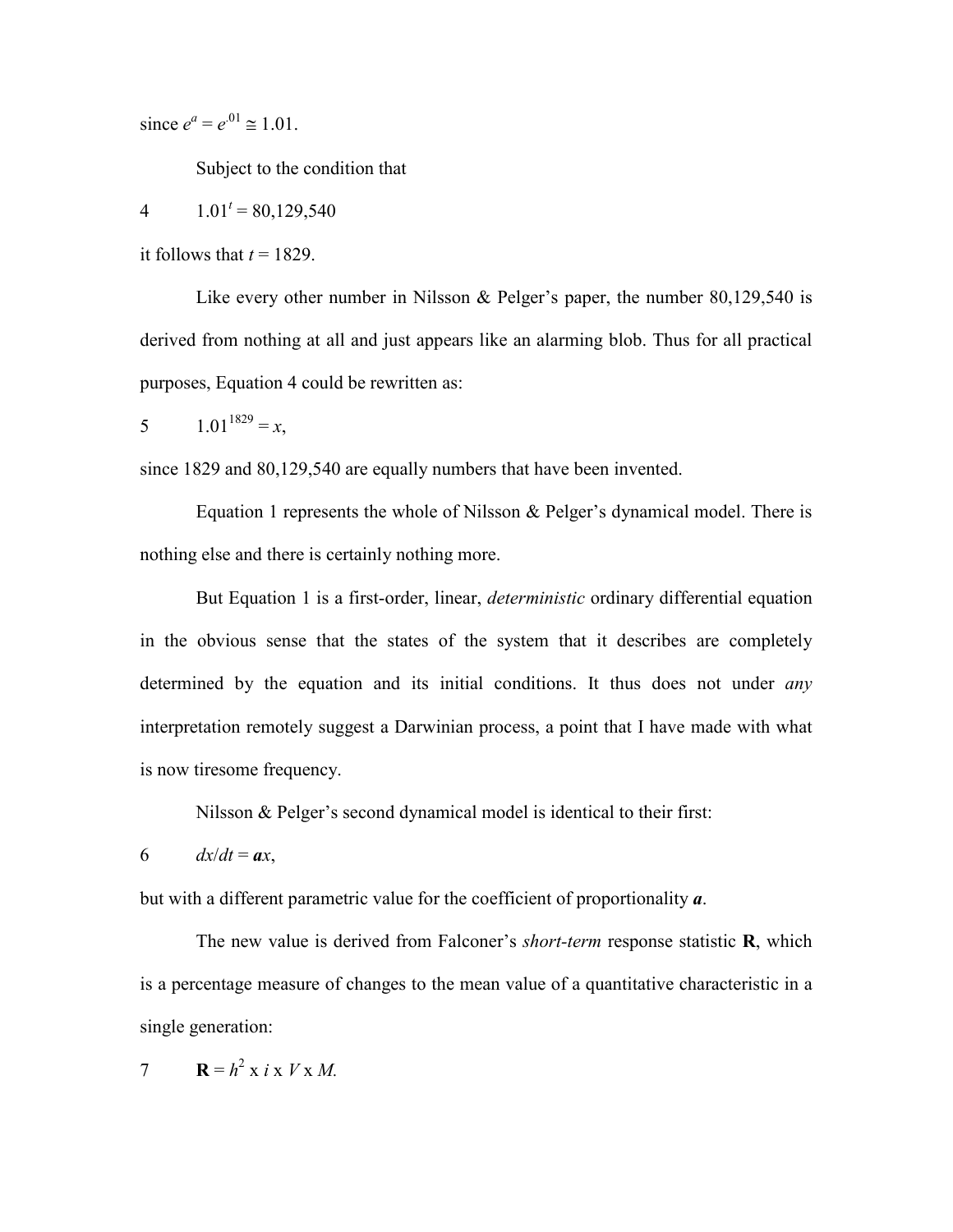since $e^a = e^{.01} \cong 1.01$.

Subject to the condition that

$$1.01^t = 80{,}129{,}540 \tag{4}$$

it follows that $t = 1829$.

Like every other number in Nilsson & Pelger's paper, the number 80,129,540 is derived from nothing at all and just appears like an alarming blob. Thus for all practical purposes, Equation 4 could be rewritten as:

$$1.01^{1829} = x, \tag{5}$$

since 1829 and 80,129,540 are equally numbers that have been invented.

Equation 1 represents the whole of Nilsson & Pelger's dynamical model. There is nothing else and there is certainly nothing more.

But Equation 1 is a first-order, linear, *deterministic* ordinary differential equation in the obvious sense that the states of the system that it describes are completely determined by the equation and its initial conditions. It thus does not under *any* interpretation remotely suggest a Darwinian process, a point that I have made with what is now tiresome frequency.

Nilsson & Pelger's second dynamical model is identical to their first:

$$dx/dt = \boldsymbol{a}x, \tag{6}$$

but with a different parametric value for the coefficient of proportionality $\boldsymbol{a}$.

The new value is derived from Falconer's *short-term* response statistic **R**, which is a percentage measure of changes to the mean value of a quantitative characteristic in a single generation:

$$\mathbf{R} = h^2 \times i \times V \times M. \tag{7}$$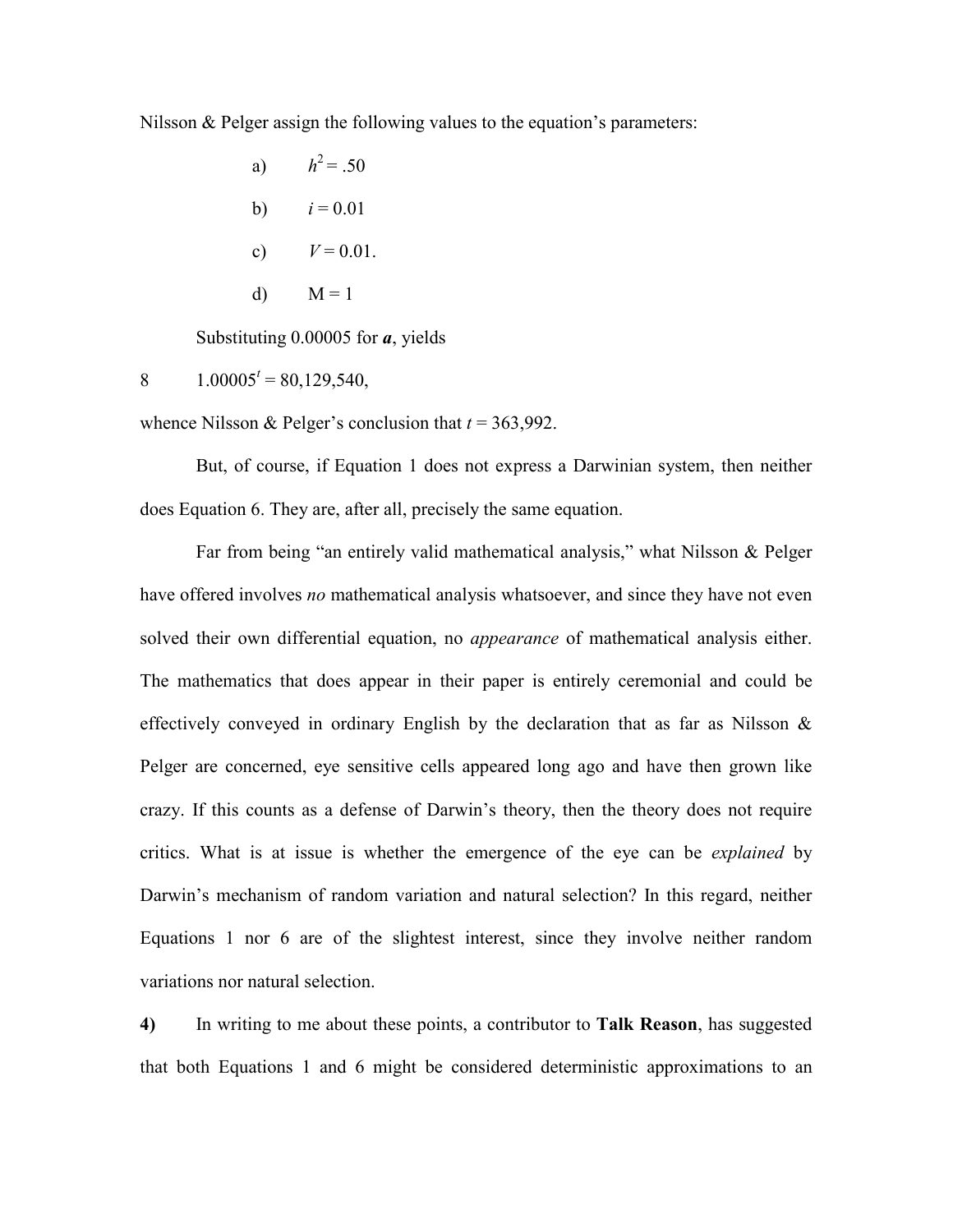Nilsson & Pelger assign the following values to the equation's parameters:

a) $h^2 = .50$

b) $i = 0.01$

c) $V = 0.01$.

d) $\mathrm{M} = 1$

Substituting 0.00005 for $\boldsymbol{a}$, yields

$$1.00005^t = 80{,}129{,}540, \tag{8}$$

whence Nilsson & Pelger's conclusion that $t = 363{,}992$.

But, of course, if Equation 1 does not express a Darwinian system, then neither does Equation 6. They are, after all, precisely the same equation.

Far from being "an entirely valid mathematical analysis," what Nilsson & Pelger have offered involves *no* mathematical analysis whatsoever, and since they have not even solved their own differential equation, no *appearance* of mathematical analysis either. The mathematics that does appear in their paper is entirely ceremonial and could be effectively conveyed in ordinary English by the declaration that as far as Nilsson & Pelger are concerned, eye sensitive cells appeared long ago and have then grown like crazy. If this counts as a defense of Darwin's theory, then the theory does not require critics. What is at issue is whether the emergence of the eye can be *explained* by Darwin's mechanism of random variation and natural selection? In this regard, neither Equations 1 nor 6 are of the slightest interest, since they involve neither random variations nor natural selection.

**4)** In writing to me about these points, a contributor to **Talk Reason**, has suggested that both Equations 1 and 6 might be considered deterministic approximations to an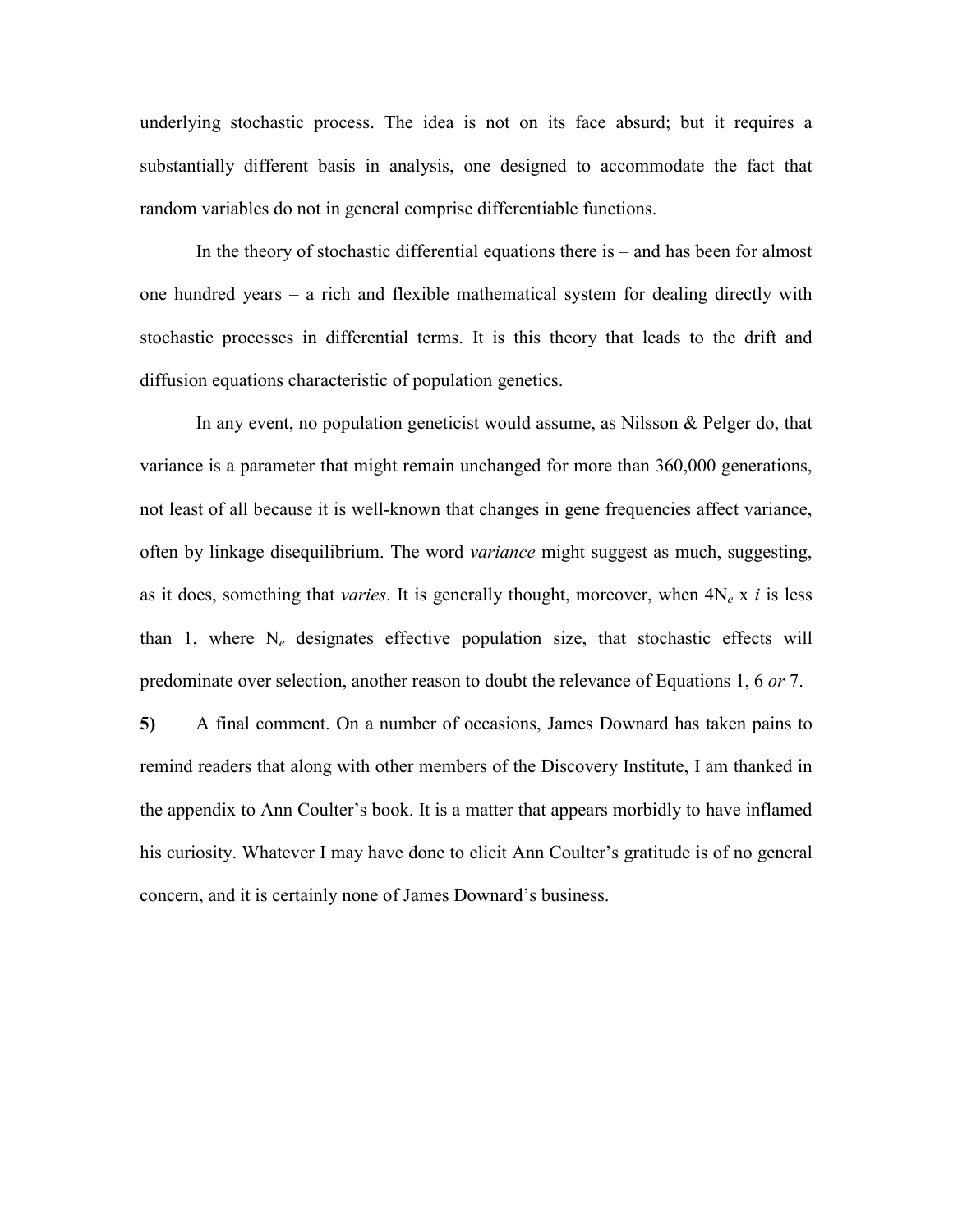underlying stochastic process. The idea is not on its face absurd; but it requires a substantially different basis in analysis, one designed to accommodate the fact that random variables do not in general comprise differentiable functions.

In the theory of stochastic differential equations there is – and has been for almost one hundred years – a rich and flexible mathematical system for dealing directly with stochastic processes in differential terms. It is this theory that leads to the drift and diffusion equations characteristic of population genetics.

In any event, no population geneticist would assume, as Nilsson & Pelger do, that variance is a parameter that might remain unchanged for more than 360,000 generations, not least of all because it is well-known that changes in gene frequencies affect variance, often by linkage disequilibrium. The word *variance* might suggest as much, suggesting, as it does, something that *varies*. It is generally thought, moreover, when $4N_e$ x $i$ is less than 1, where $N_e$ designates effective population size, that stochastic effects will predominate over selection, another reason to doubt the relevance of Equations 1, 6 *or* 7.

**5)** A final comment. On a number of occasions, James Downard has taken pains to remind readers that along with other members of the Discovery Institute, I am thanked in the appendix to Ann Coulter's book. It is a matter that appears morbidly to have inflamed his curiosity. Whatever I may have done to elicit Ann Coulter's gratitude is of no general concern, and it is certainly none of James Downard's business.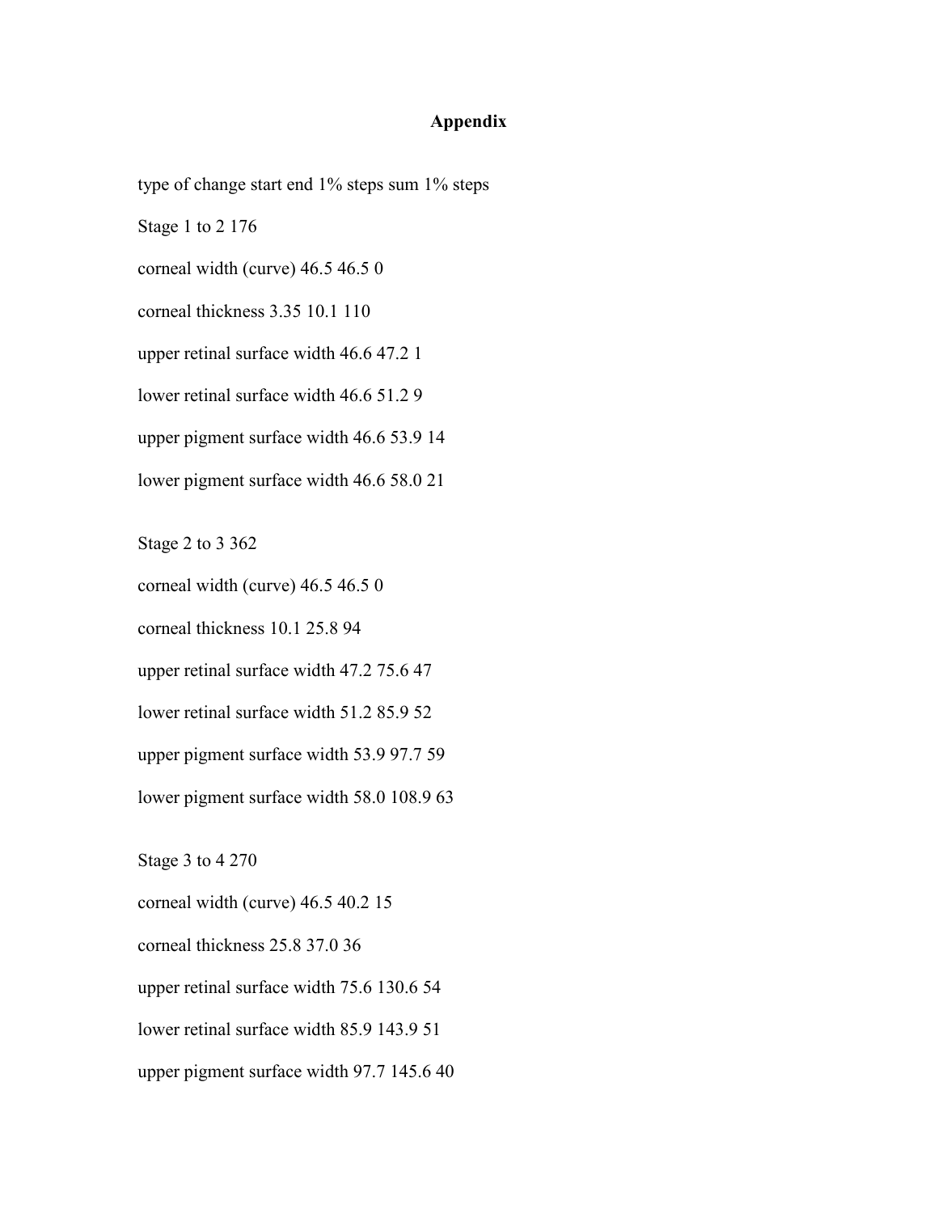## Appendix

type of change start end 1% steps sum 1% steps

Stage 1 to 2 176

corneal width (curve) 46.5 46.5 0

corneal thickness 3.35 10.1 110

upper retinal surface width 46.6 47.2 1

lower retinal surface width 46.6 51.2 9

upper pigment surface width 46.6 53.9 14

lower pigment surface width 46.6 58.0 21

Stage 2 to 3 362

corneal width (curve) 46.5 46.5 0

corneal thickness 10.1 25.8 94

upper retinal surface width 47.2 75.6 47

lower retinal surface width 51.2 85.9 52

upper pigment surface width 53.9 97.7 59

lower pigment surface width 58.0 108.9 63

Stage 3 to 4 270

corneal width (curve) 46.5 40.2 15

corneal thickness 25.8 37.0 36

upper retinal surface width 75.6 130.6 54

lower retinal surface width 85.9 143.9 51

upper pigment surface width 97.7 145.6 40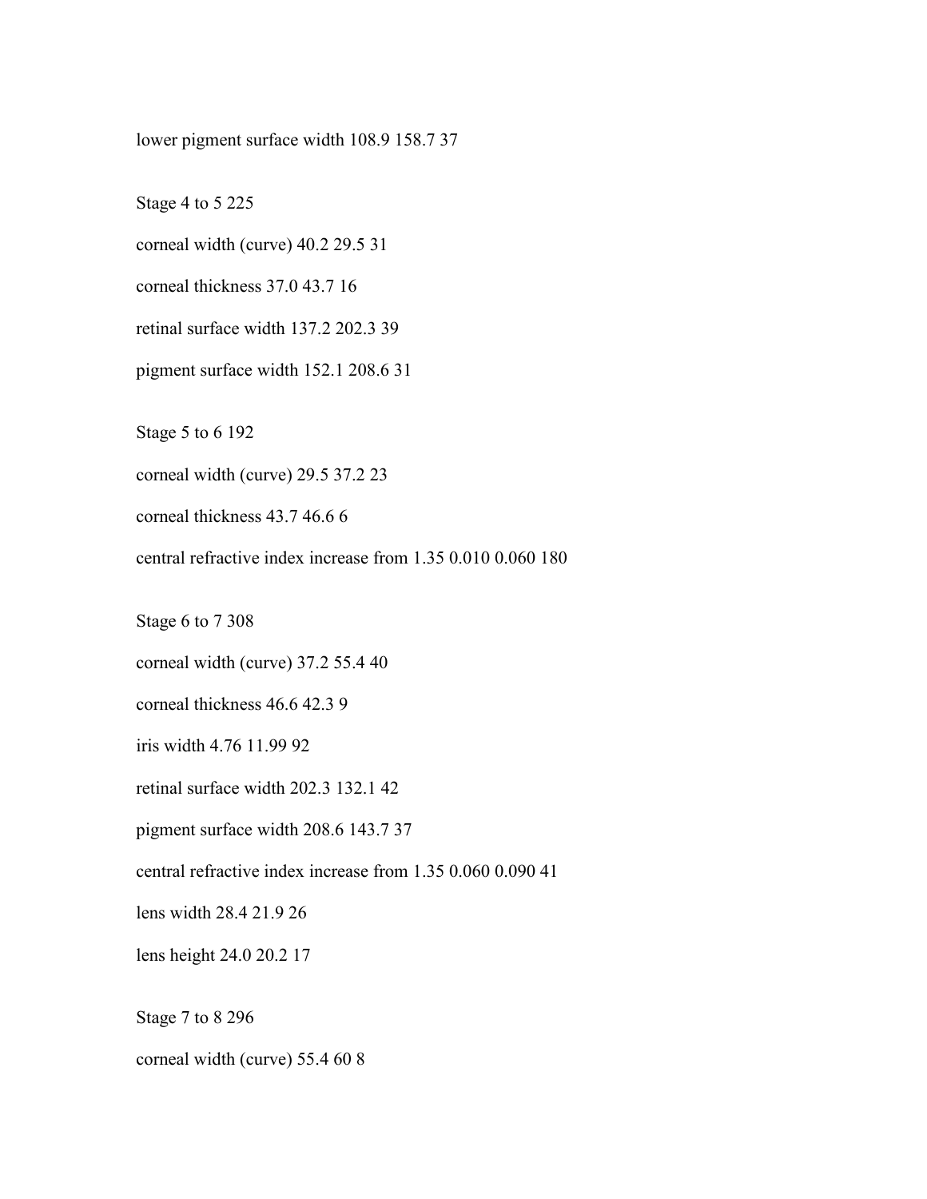lower pigment surface width 108.9 158.7 37

Stage 4 to 5 225

corneal width (curve) 40.2 29.5 31

corneal thickness 37.0 43.7 16

retinal surface width 137.2 202.3 39

pigment surface width 152.1 208.6 31

Stage 5 to 6 192

corneal width (curve) 29.5 37.2 23

corneal thickness 43.7 46.6 6

central refractive index increase from 1.35 0.010 0.060 180

Stage 6 to 7 308

corneal width (curve) 37.2 55.4 40

corneal thickness 46.6 42.3 9

iris width 4.76 11.99 92

retinal surface width 202.3 132.1 42

pigment surface width 208.6 143.7 37

central refractive index increase from 1.35 0.060 0.090 41

lens width 28.4 21.9 26

lens height 24.0 20.2 17

Stage 7 to 8 296

corneal width (curve) 55.4 60 8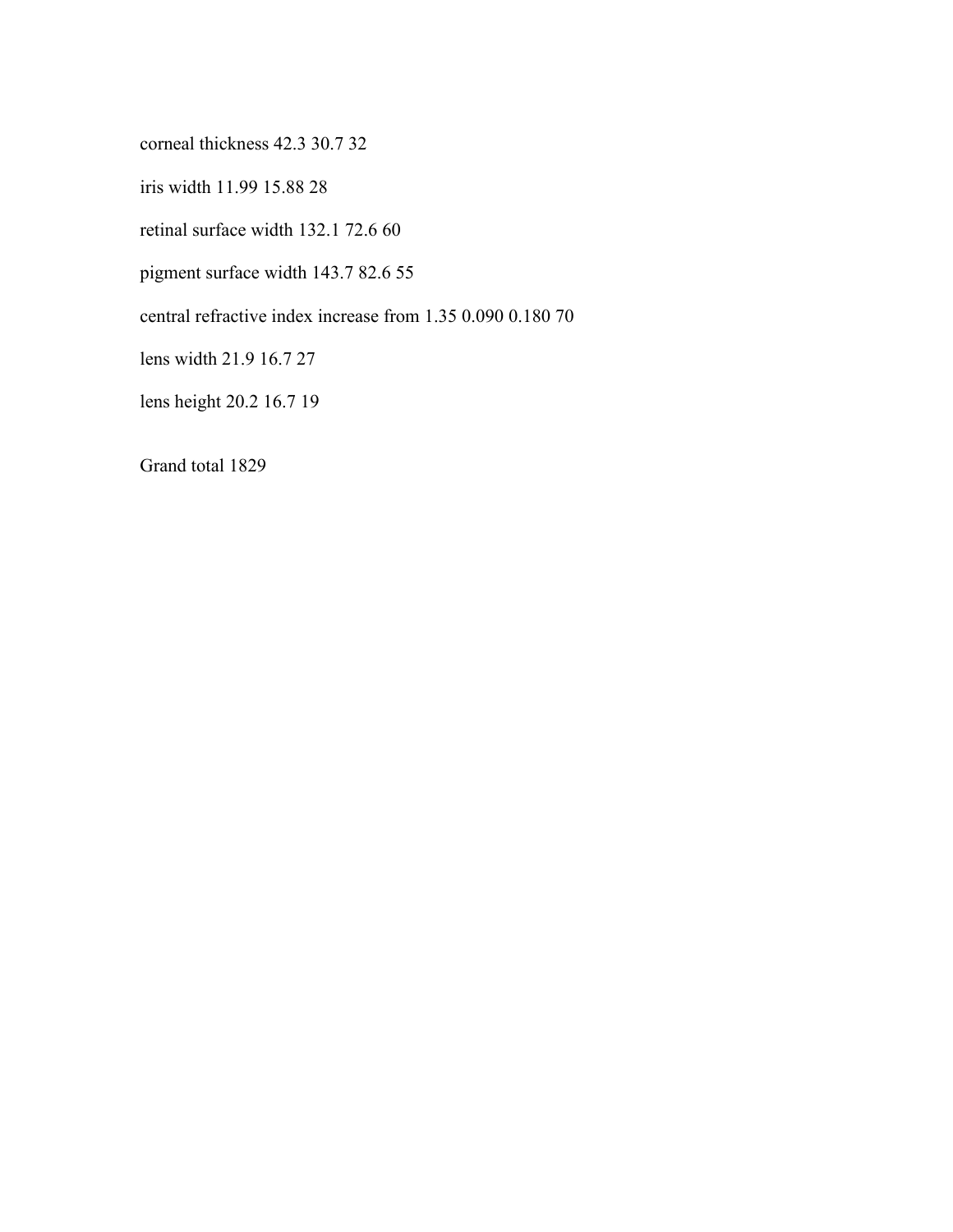corneal thickness 42.3 30.7 32

iris width 11.99 15.88 28

retinal surface width 132.1 72.6 60

pigment surface width 143.7 82.6 55

central refractive index increase from 1.35 0.090 0.180 70

lens width 21.9 16.7 27

lens height 20.2 16.7 19

Grand total 1829